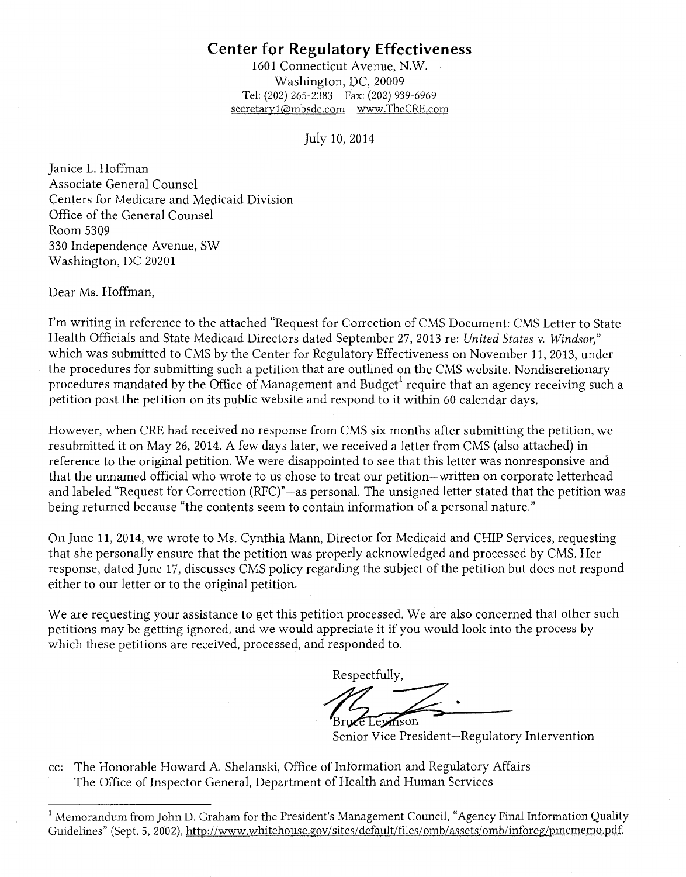# Center for Regulatory Effectiveness

1601 Connecticut Avenue, N.W.
Washington, DC, 20009
Tel: (202) 265-2383 Fax: (202) 939-6969
secretary1@mbsdc.com www.TheCRE.com

July 10, 2014

Janice L. Hoffman
Associate General Counsel
Centers for Medicare and Medicaid Division
Office of the General Counsel
Room 5309
330 Independence Avenue, SW
Washington, DC 20201

Dear Ms. Hoffman,

I'm writing in reference to the attached "Request for Correction of CMS Document: CMS Letter to State Health Officials and State Medicaid Directors dated September 27, 2013 re: *United States v. Windsor*," which was submitted to CMS by the Center for Regulatory Effectiveness on November 11, 2013, under the procedures for submitting such a petition that are outlined on the CMS website. Nondiscretionary procedures mandated by the Office of Management and Budget[1] require that an agency receiving such a petition post the petition on its public website and respond to it within 60 calendar days.

However, when CRE had received no response from CMS six months after submitting the petition, we resubmitted it on May 26, 2014. A few days later, we received a letter from CMS (also attached) in reference to the original petition. We were disappointed to see that this letter was nonresponsive and that the unnamed official who wrote to us chose to treat our petition—written on corporate letterhead and labeled "Request for Correction (RFC)"—as personal. The unsigned letter stated that the petition was being returned because "the contents seem to contain information of a personal nature."

On June 11, 2014, we wrote to Ms. Cynthia Mann, Director for Medicaid and CHIP Services, requesting that she personally ensure that the petition was properly acknowledged and processed by CMS. Her response, dated June 17, discusses CMS policy regarding the subject of the petition but does not respond either to our letter or to the original petition.

We are requesting your assistance to get this petition processed. We are also concerned that other such petitions may be getting ignored, and we would appreciate it if you would look into the process by which these petitions are received, processed, and responded to.

Respectfully,

Bruce Levinson
Senior Vice President—Regulatory Intervention

cc: The Honorable Howard A. Shelanski, Office of Information and Regulatory Affairs
The Office of Inspector General, Department of Health and Human Services

---

[1] Memorandum from John D. Graham for the President's Management Council, "Agency Final Information Quality Guidelines" (Sept. 5, 2002), http://www.whitehouse.gov/sites/default/files/omb/assets/omb/inforeg/pmcmemo.pdf.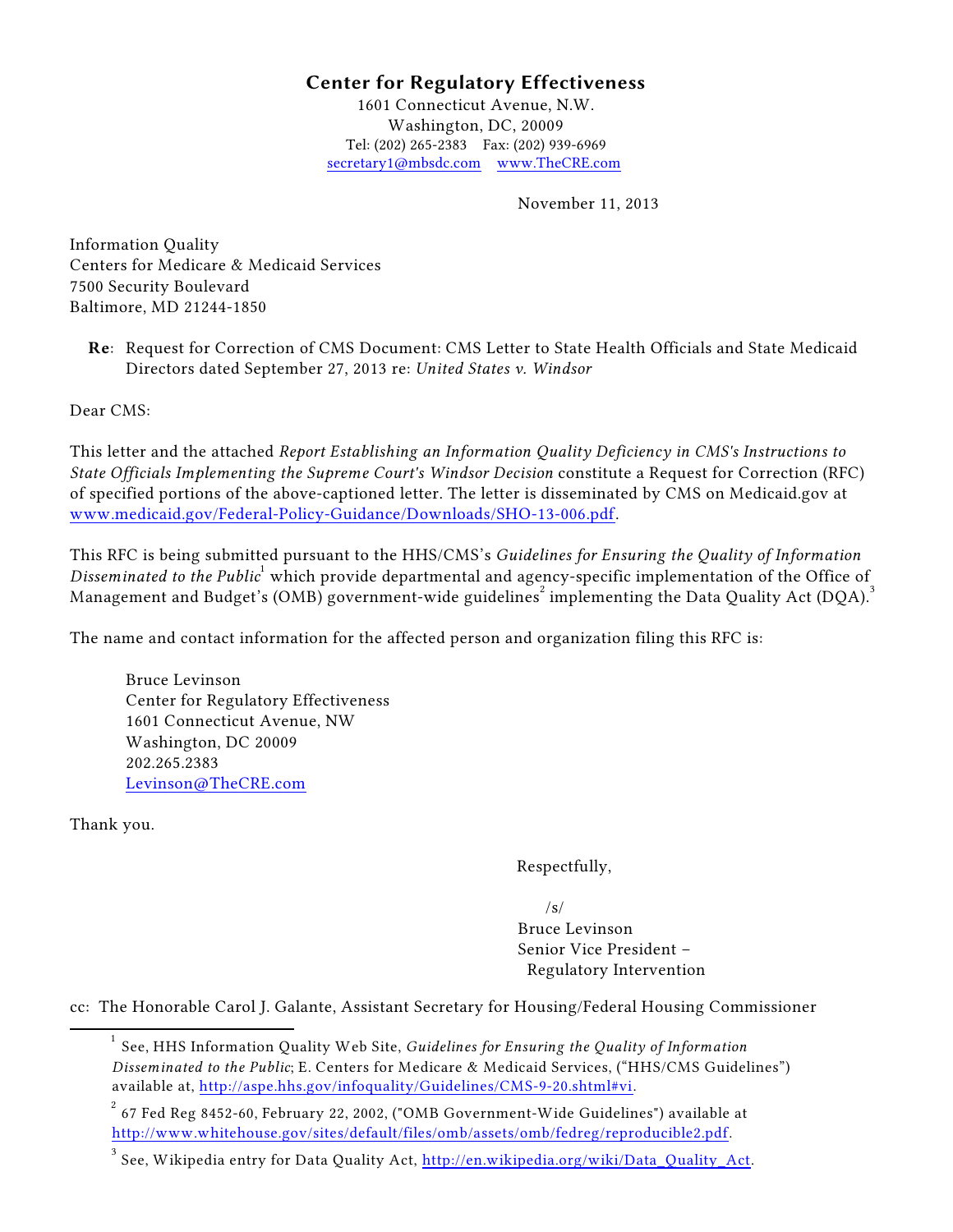## Center for Regulatory Effectiveness

1601 Connecticut Avenue, N.W.
Washington, DC, 20009
Tel: (202) 265-2383 Fax: (202) 939-6969
secretary1@mbsdc.com www.TheCRE.com

November 11, 2013

Information Quality
Centers for Medicare & Medicaid Services
7500 Security Boulevard
Baltimore, MD 21244-1850

**Re**: Request for Correction of CMS Document: CMS Letter to State Health Officials and State Medicaid Directors dated September 27, 2013 re: *United States v. Windsor*

Dear CMS:

This letter and the attached *Report Establishing an Information Quality Deficiency in CMS's Instructions to State Officials Implementing the Supreme Court's Windsor Decision* constitute a Request for Correction (RFC) of specified portions of the above-captioned letter. The letter is disseminated by CMS on Medicaid.gov at www.medicaid.gov/Federal-Policy-Guidance/Downloads/SHO-13-006.pdf.

This RFC is being submitted pursuant to the HHS/CMS's *Guidelines for Ensuring the Quality of Information Disseminated to the Public*[1] which provide departmental and agency-specific implementation of the Office of Management and Budget's (OMB) government-wide guidelines[2] implementing the Data Quality Act (DQA).[3]

The name and contact information for the affected person and organization filing this RFC is:

Bruce Levinson
Center for Regulatory Effectiveness
1601 Connecticut Avenue, NW
Washington, DC 20009
202.265.2383
Levinson@TheCRE.com

Thank you.

Respectfully,

/s/
Bruce Levinson
Senior Vice President –
Regulatory Intervention

cc: The Honorable Carol J. Galante, Assistant Secretary for Housing/Federal Housing Commissioner

---

[1] See, HHS Information Quality Web Site, *Guidelines for Ensuring the Quality of Information Disseminated to the Public*; E. Centers for Medicare & Medicaid Services, ("HHS/CMS Guidelines") available at, http://aspe.hhs.gov/infoquality/Guidelines/CMS-9-20.shtml#vi.

[2] 67 Fed Reg 8452-60, February 22, 2002, ("OMB Government-Wide Guidelines") available at http://www.whitehouse.gov/sites/default/files/omb/assets/omb/fedreg/reproducible2.pdf.

[3] See, Wikipedia entry for Data Quality Act, http://en.wikipedia.org/wiki/Data_Quality_Act.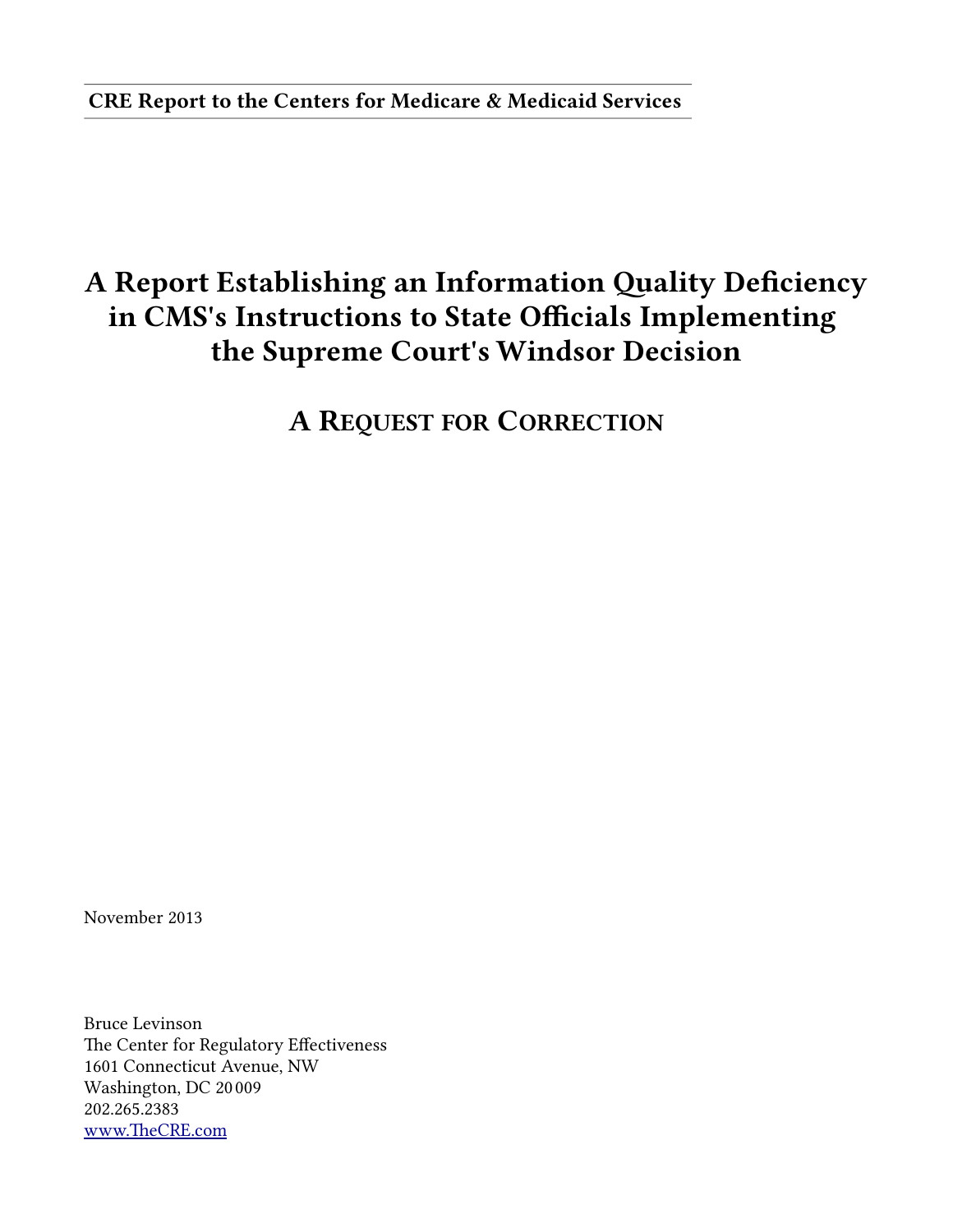**CRE Report to the Centers for Medicare & Medicaid Services**

# A Report Establishing an Information Quality Deficiency in CMS's Instructions to State Officials Implementing the Supreme Court's Windsor Decision

## A Request for Correction

November 2013

Bruce Levinson
The Center for Regulatory Effectiveness
1601 Connecticut Avenue, NW
Washington, DC 20009
202.265.2383
www.TheCRE.com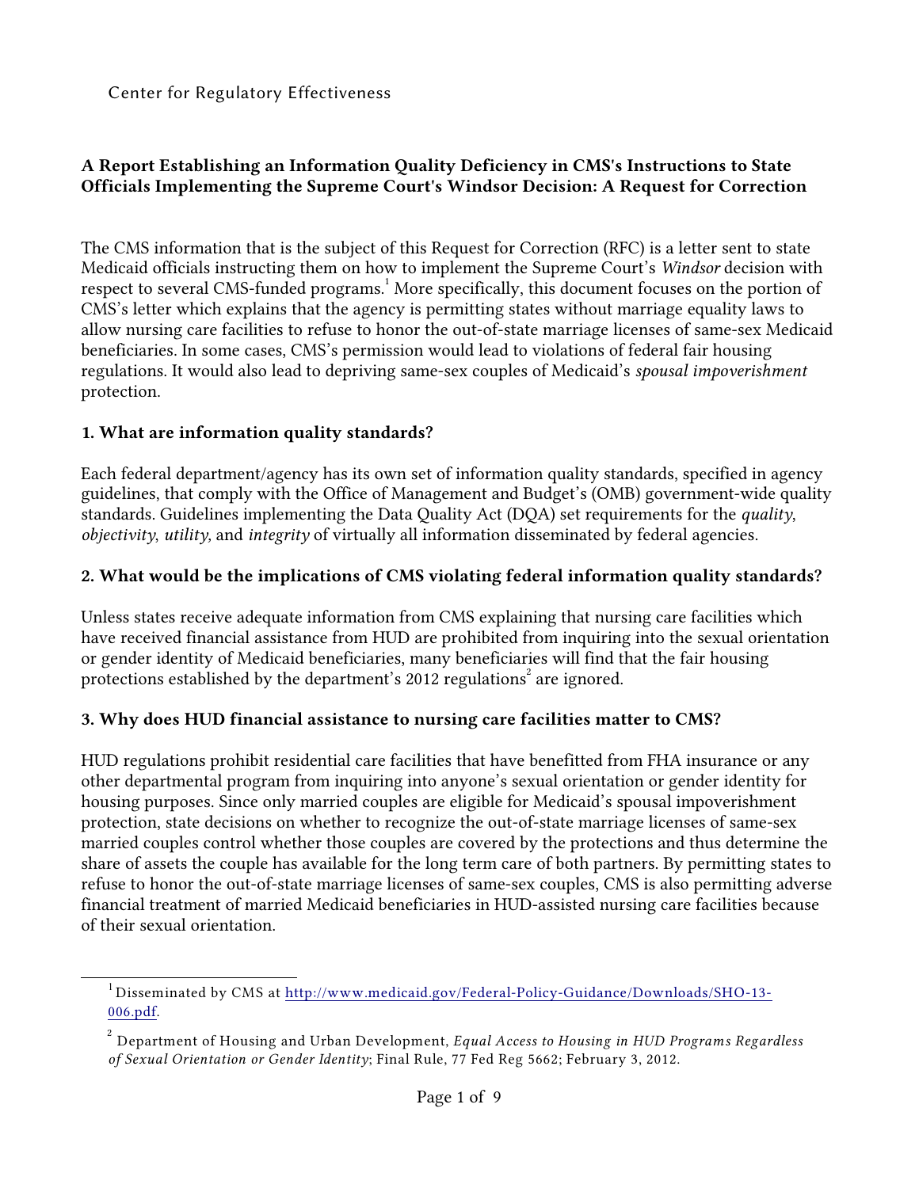Center for Regulatory Effectiveness

**A Report Establishing an Information Quality Deficiency in CMS's Instructions to State Officials Implementing the Supreme Court's Windsor Decision: A Request for Correction**

The CMS information that is the subject of this Request for Correction (RFC) is a letter sent to state Medicaid officials instructing them on how to implement the Supreme Court's *Windsor* decision with respect to several CMS-funded programs.[1] More specifically, this document focuses on the portion of CMS's letter which explains that the agency is permitting states without marriage equality laws to allow nursing care facilities to refuse to honor the out-of-state marriage licenses of same-sex Medicaid beneficiaries. In some cases, CMS's permission would lead to violations of federal fair housing regulations. It would also lead to depriving same-sex couples of Medicaid's *spousal impoverishment* protection.

**1. What are information quality standards?**

Each federal department/agency has its own set of information quality standards, specified in agency guidelines, that comply with the Office of Management and Budget's (OMB) government-wide quality standards. Guidelines implementing the Data Quality Act (DQA) set requirements for the *quality*, *objectivity*, *utility*, and *integrity* of virtually all information disseminated by federal agencies.

**2. What would be the implications of CMS violating federal information quality standards?**

Unless states receive adequate information from CMS explaining that nursing care facilities which have received financial assistance from HUD are prohibited from inquiring into the sexual orientation or gender identity of Medicaid beneficiaries, many beneficiaries will find that the fair housing protections established by the department's 2012 regulations[2] are ignored.

**3. Why does HUD financial assistance to nursing care facilities matter to CMS?**

HUD regulations prohibit residential care facilities that have benefitted from FHA insurance or any other departmental program from inquiring into anyone's sexual orientation or gender identity for housing purposes. Since only married couples are eligible for Medicaid's spousal impoverishment protection, state decisions on whether to recognize the out-of-state marriage licenses of same-sex married couples control whether those couples are covered by the protections and thus determine the share of assets the couple has available for the long term care of both partners. By permitting states to refuse to honor the out-of-state marriage licenses of same-sex couples, CMS is also permitting adverse financial treatment of married Medicaid beneficiaries in HUD-assisted nursing care facilities because of their sexual orientation.

---

[1] Disseminated by CMS at http://www.medicaid.gov/Federal-Policy-Guidance/Downloads/SHO-13-006.pdf.

[2] Department of Housing and Urban Development, *Equal Access to Housing in HUD Programs Regardless of Sexual Orientation or Gender Identity*; Final Rule, 77 Fed Reg 5662; February 3, 2012.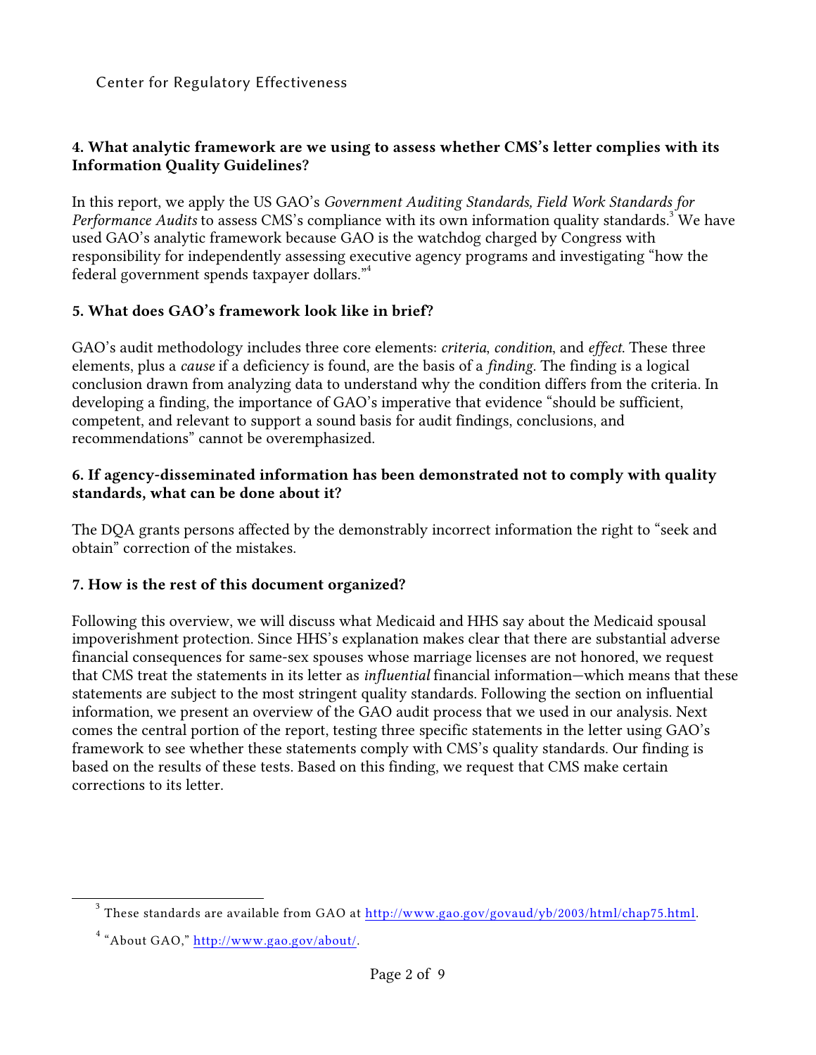**4. What analytic framework are we using to assess whether CMS's letter complies with its Information Quality Guidelines?**

In this report, we apply the US GAO's *Government Auditing Standards, Field Work Standards for Performance Audits* to assess CMS's compliance with its own information quality standards.[3] We have used GAO's analytic framework because GAO is the watchdog charged by Congress with responsibility for independently assessing executive agency programs and investigating "how the federal government spends taxpayer dollars."[4]

**5. What does GAO's framework look like in brief?**

GAO's audit methodology includes three core elements: *criteria*, *condition*, and *effect*. These three elements, plus a *cause* if a deficiency is found, are the basis of a *finding*. The finding is a logical conclusion drawn from analyzing data to understand why the condition differs from the criteria. In developing a finding, the importance of GAO's imperative that evidence "should be sufficient, competent, and relevant to support a sound basis for audit findings, conclusions, and recommendations" cannot be overemphasized.

**6. If agency-disseminated information has been demonstrated not to comply with quality standards, what can be done about it?**

The DQA grants persons affected by the demonstrably incorrect information the right to "seek and obtain" correction of the mistakes.

**7. How is the rest of this document organized?**

Following this overview, we will discuss what Medicaid and HHS say about the Medicaid spousal impoverishment protection. Since HHS's explanation makes clear that there are substantial adverse financial consequences for same-sex spouses whose marriage licenses are not honored, we request that CMS treat the statements in its letter as *influential* financial information—which means that these statements are subject to the most stringent quality standards. Following the section on influential information, we present an overview of the GAO audit process that we used in our analysis. Next comes the central portion of the report, testing three specific statements in the letter using GAO's framework to see whether these statements comply with CMS's quality standards. Our finding is based on the results of these tests. Based on this finding, we request that CMS make certain corrections to its letter.

---

[3] These standards are available from GAO at http://www.gao.gov/govaud/yb/2003/html/chap75.html.

[4] "About GAO," http://www.gao.gov/about/.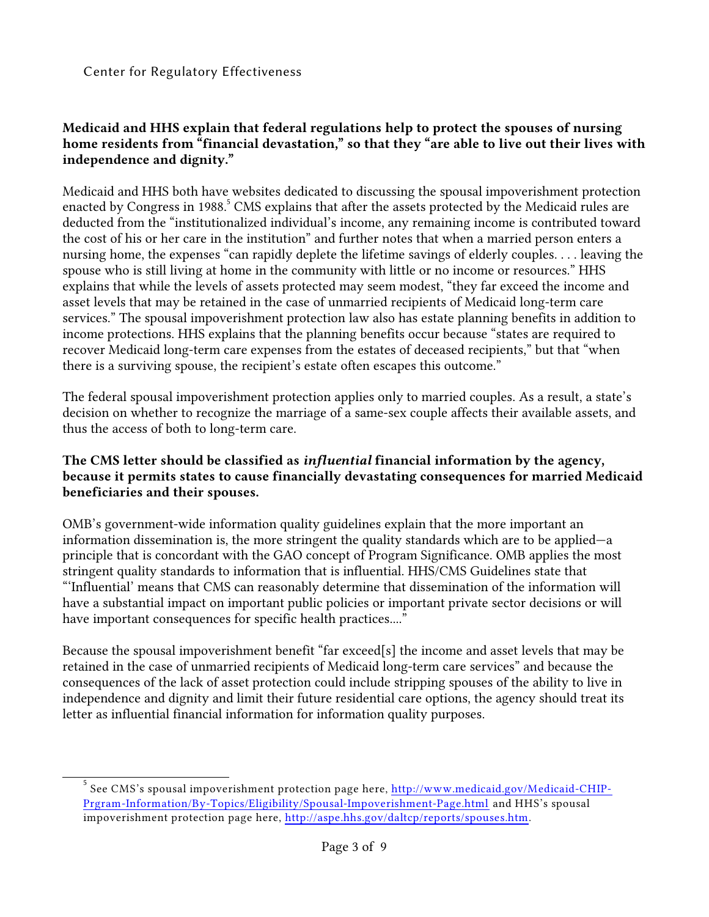**Medicaid and HHS explain that federal regulations help to protect the spouses of nursing home residents from "financial devastation," so that they "are able to live out their lives with independence and dignity."**

Medicaid and HHS both have websites dedicated to discussing the spousal impoverishment protection enacted by Congress in 1988.[5] CMS explains that after the assets protected by the Medicaid rules are deducted from the "institutionalized individual's income, any remaining income is contributed toward the cost of his or her care in the institution" and further notes that when a married person enters a nursing home, the expenses "can rapidly deplete the lifetime savings of elderly couples. . . . leaving the spouse who is still living at home in the community with little or no income or resources." HHS explains that while the levels of assets protected may seem modest, "they far exceed the income and asset levels that may be retained in the case of unmarried recipients of Medicaid long-term care services." The spousal impoverishment protection law also has estate planning benefits in addition to income protections. HHS explains that the planning benefits occur because "states are required to recover Medicaid long-term care expenses from the estates of deceased recipients," but that "when there is a surviving spouse, the recipient's estate often escapes this outcome."

The federal spousal impoverishment protection applies only to married couples. As a result, a state's decision on whether to recognize the marriage of a same-sex couple affects their available assets, and thus the access of both to long-term care.

**The CMS letter should be classified as *influential* financial information by the agency, because it permits states to cause financially devastating consequences for married Medicaid beneficiaries and their spouses.**

OMB's government-wide information quality guidelines explain that the more important an information dissemination is, the more stringent the quality standards which are to be applied—a principle that is concordant with the GAO concept of Program Significance. OMB applies the most stringent quality standards to information that is influential. HHS/CMS Guidelines state that "'Influential' means that CMS can reasonably determine that dissemination of the information will have a substantial impact on important public policies or important private sector decisions or will have important consequences for specific health practices...."

Because the spousal impoverishment benefit "far exceed[s] the income and asset levels that may be retained in the case of unmarried recipients of Medicaid long-term care services" and because the consequences of the lack of asset protection could include stripping spouses of the ability to live in independence and dignity and limit their future residential care options, the agency should treat its letter as influential financial information for information quality purposes.

---

[5] See CMS's spousal impoverishment protection page here, http://www.medicaid.gov/Medicaid-CHIP-Prgram-Information/By-Topics/Eligibility/Spousal-Impoverishment-Page.html and HHS's spousal impoverishment protection page here, http://aspe.hhs.gov/daltcp/reports/spouses.htm.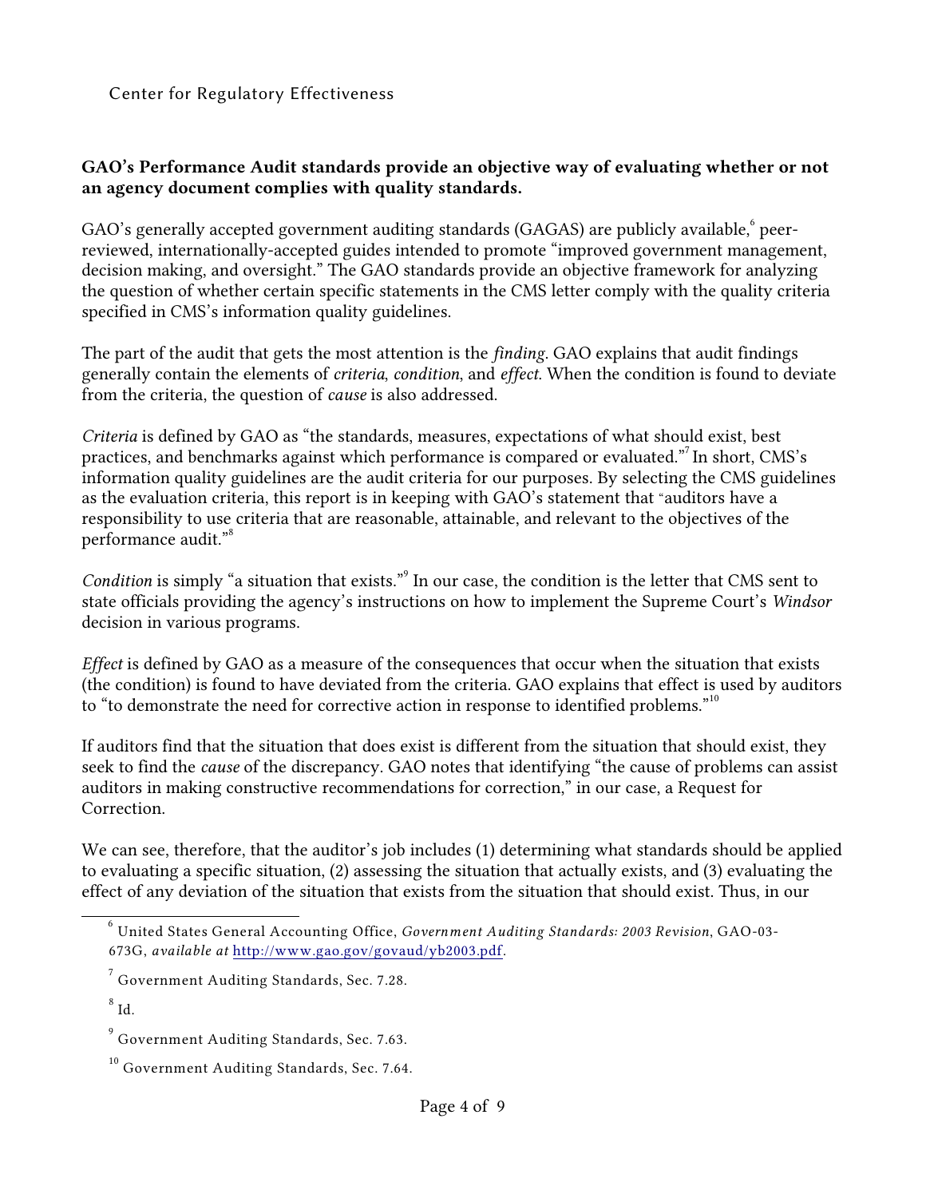**GAO's Performance Audit standards provide an objective way of evaluating whether or not an agency document complies with quality standards.**

GAO's generally accepted government auditing standards (GAGAS) are publicly available,[6] peer-reviewed, internationally-accepted guides intended to promote "improved government management, decision making, and oversight." The GAO standards provide an objective framework for analyzing the question of whether certain specific statements in the CMS letter comply with the quality criteria specified in CMS's information quality guidelines.

The part of the audit that gets the most attention is the *finding*. GAO explains that audit findings generally contain the elements of *criteria*, *condition*, and *effect*. When the condition is found to deviate from the criteria, the question of *cause* is also addressed.

*Criteria* is defined by GAO as "the standards, measures, expectations of what should exist, best practices, and benchmarks against which performance is compared or evaluated."[7] In short, CMS's information quality guidelines are the audit criteria for our purposes. By selecting the CMS guidelines as the evaluation criteria, this report is in keeping with GAO's statement that "auditors have a responsibility to use criteria that are reasonable, attainable, and relevant to the objectives of the performance audit."[8]

*Condition* is simply "a situation that exists."[9] In our case, the condition is the letter that CMS sent to state officials providing the agency's instructions on how to implement the Supreme Court's *Windsor* decision in various programs.

*Effect* is defined by GAO as a measure of the consequences that occur when the situation that exists (the condition) is found to have deviated from the criteria. GAO explains that effect is used by auditors to "to demonstrate the need for corrective action in response to identified problems."[10]

If auditors find that the situation that does exist is different from the situation that should exist, they seek to find the *cause* of the discrepancy. GAO notes that identifying "the cause of problems can assist auditors in making constructive recommendations for correction," in our case, a Request for Correction.

We can see, therefore, that the auditor's job includes (1) determining what standards should be applied to evaluating a specific situation, (2) assessing the situation that actually exists, and (3) evaluating the effect of any deviation of the situation that exists from the situation that should exist. Thus, in our

---

[6] United States General Accounting Office, *Government Auditing Standards: 2003 Revision*, GAO-03-673G, *available at* http://www.gao.gov/govaud/yb2003.pdf.

[7] Government Auditing Standards, Sec. 7.28.

[8] Id.

[9] Government Auditing Standards, Sec. 7.63.

[10] Government Auditing Standards, Sec. 7.64.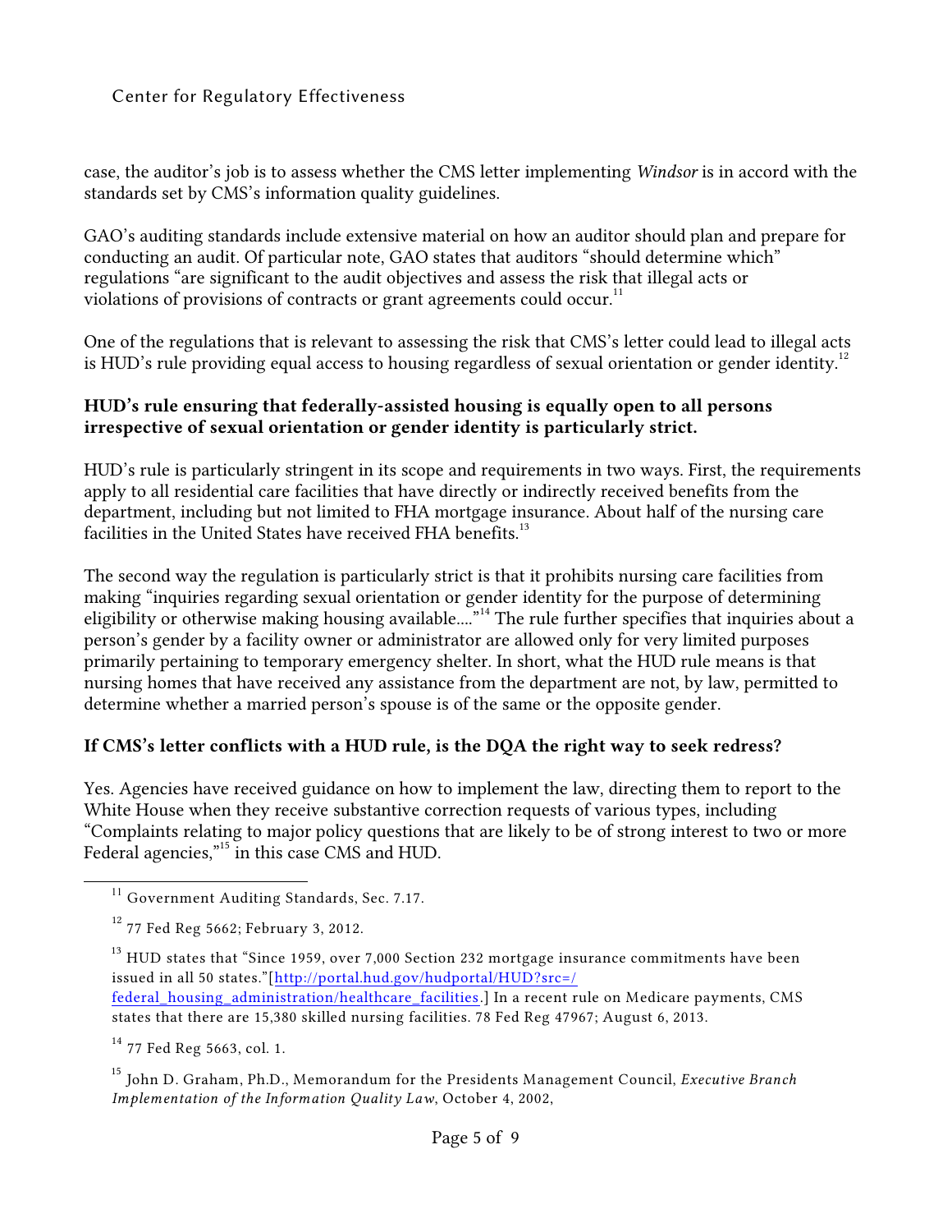case, the auditor's job is to assess whether the CMS letter implementing *Windsor* is in accord with the standards set by CMS's information quality guidelines.

GAO's auditing standards include extensive material on how an auditor should plan and prepare for conducting an audit. Of particular note, GAO states that auditors "should determine which" regulations "are significant to the audit objectives and assess the risk that illegal acts or violations of provisions of contracts or grant agreements could occur.[11]

One of the regulations that is relevant to assessing the risk that CMS's letter could lead to illegal acts is HUD's rule providing equal access to housing regardless of sexual orientation or gender identity.[12]

**HUD's rule ensuring that federally-assisted housing is equally open to all persons irrespective of sexual orientation or gender identity is particularly strict.**

HUD's rule is particularly stringent in its scope and requirements in two ways. First, the requirements apply to all residential care facilities that have directly or indirectly received benefits from the department, including but not limited to FHA mortgage insurance. About half of the nursing care facilities in the United States have received FHA benefits.[13]

The second way the regulation is particularly strict is that it prohibits nursing care facilities from making "inquiries regarding sexual orientation or gender identity for the purpose of determining eligibility or otherwise making housing available...."[14] The rule further specifies that inquiries about a person's gender by a facility owner or administrator are allowed only for very limited purposes primarily pertaining to temporary emergency shelter. In short, what the HUD rule means is that nursing homes that have received any assistance from the department are not, by law, permitted to determine whether a married person's spouse is of the same or the opposite gender.

**If CMS's letter conflicts with a HUD rule, is the DQA the right way to seek redress?**

Yes. Agencies have received guidance on how to implement the law, directing them to report to the White House when they receive substantive correction requests of various types, including "Complaints relating to major policy questions that are likely to be of strong interest to two or more Federal agencies,"[15] in this case CMS and HUD.

---

[11] Government Auditing Standards, Sec. 7.17.

[12] 77 Fed Reg 5662; February 3, 2012.

[13] HUD states that "Since 1959, over 7,000 Section 232 mortgage insurance commitments have been issued in all 50 states."[http://portal.hud.gov/hudportal/HUD?src=/federal_housing_administration/healthcare_facilities.] In a recent rule on Medicare payments, CMS states that there are 15,380 skilled nursing facilities. 78 Fed Reg 47967; August 6, 2013.

[14] 77 Fed Reg 5663, col. 1.

[15] John D. Graham, Ph.D., Memorandum for the Presidents Management Council, *Executive Branch Implementation of the Information Quality Law*, October 4, 2002,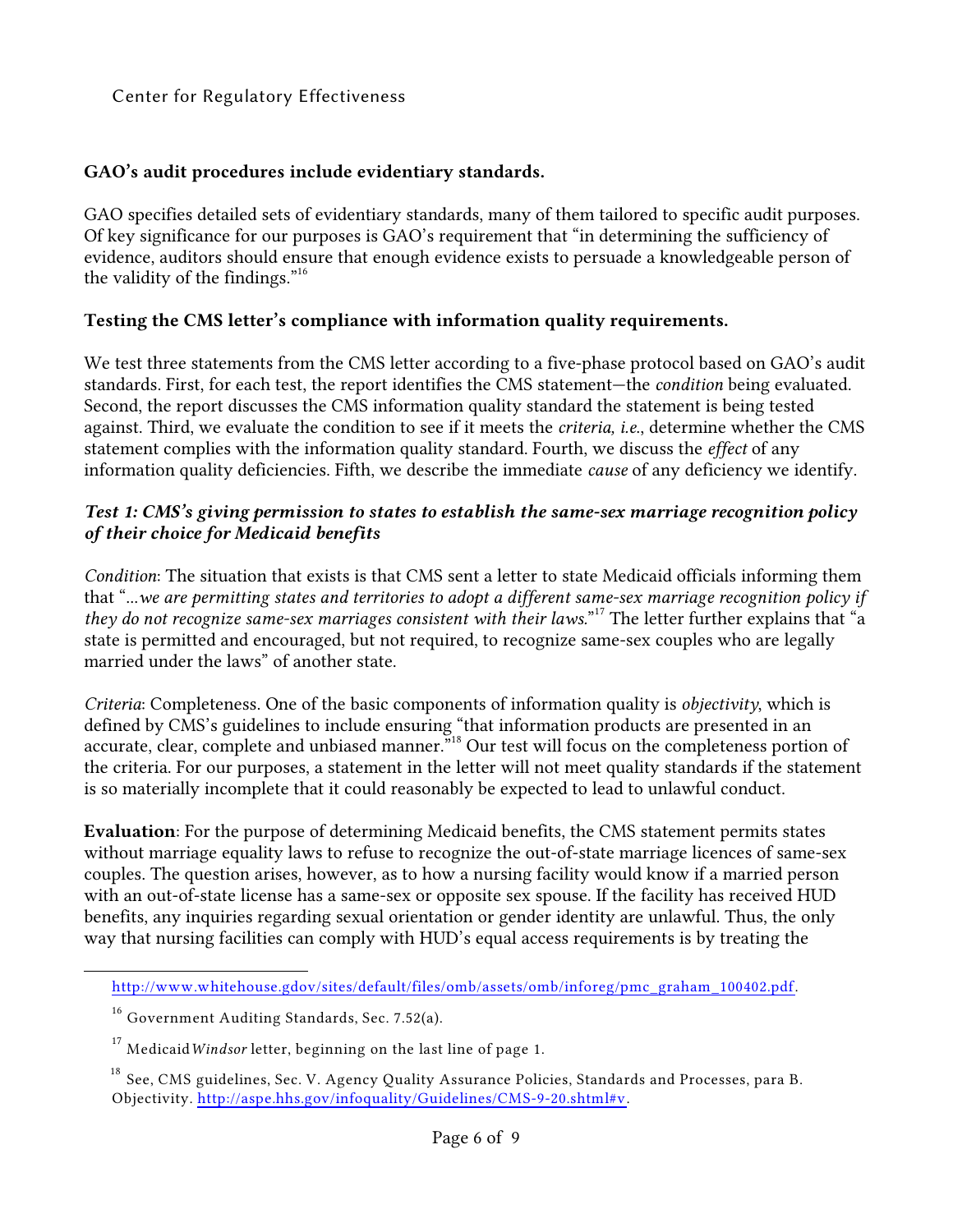**GAO's audit procedures include evidentiary standards.**

GAO specifies detailed sets of evidentiary standards, many of them tailored to specific audit purposes. Of key significance for our purposes is GAO's requirement that "in determining the sufficiency of evidence, auditors should ensure that enough evidence exists to persuade a knowledgeable person of the validity of the findings."[16]

**Testing the CMS letter's compliance with information quality requirements.**

We test three statements from the CMS letter according to a five-phase protocol based on GAO's audit standards. First, for each test, the report identifies the CMS statement—the *condition* being evaluated. Second, the report discusses the CMS information quality standard the statement is being tested against. Third, we evaluate the condition to see if it meets the *criteria, i.e.*, determine whether the CMS statement complies with the information quality standard. Fourth, we discuss the *effect* of any information quality deficiencies. Fifth, we describe the immediate *cause* of any deficiency we identify.

***Test 1: CMS's giving permission to states to establish the same-sex marriage recognition policy of their choice for Medicaid benefits***

*Condition*: The situation that exists is that CMS sent a letter to state Medicaid officials informing them that "*...we are permitting states and territories to adopt a different same-sex marriage recognition policy if they do not recognize same-sex marriages consistent with their laws.*"[17] The letter further explains that "a state is permitted and encouraged, but not required, to recognize same-sex couples who are legally married under the laws" of another state.

*Criteria*: Completeness. One of the basic components of information quality is *objectivity*, which is defined by CMS's guidelines to include ensuring "that information products are presented in an accurate, clear, complete and unbiased manner."[18] Our test will focus on the completeness portion of the criteria. For our purposes, a statement in the letter will not meet quality standards if the statement is so materially incomplete that it could reasonably be expected to lead to unlawful conduct.

**Evaluation**: For the purpose of determining Medicaid benefits, the CMS statement permits states without marriage equality laws to refuse to recognize the out-of-state marriage licences of same-sex couples. The question arises, however, as to how a nursing facility would know if a married person with an out-of-state license has a same-sex or opposite sex spouse. If the facility has received HUD benefits, any inquiries regarding sexual orientation or gender identity are unlawful. Thus, the only way that nursing facilities can comply with HUD's equal access requirements is by treating the

---

http://www.whitehouse.gdov/sites/default/files/omb/assets/omb/inforeg/pmc_graham_100402.pdf.

[16] Government Auditing Standards, Sec. 7.52(a).

[17] Medicaid *Windsor* letter, beginning on the last line of page 1.

[18] See, CMS guidelines, Sec. V. Agency Quality Assurance Policies, Standards and Processes, para B. Objectivity. http://aspe.hhs.gov/infoquality/Guidelines/CMS-9-20.shtml#v.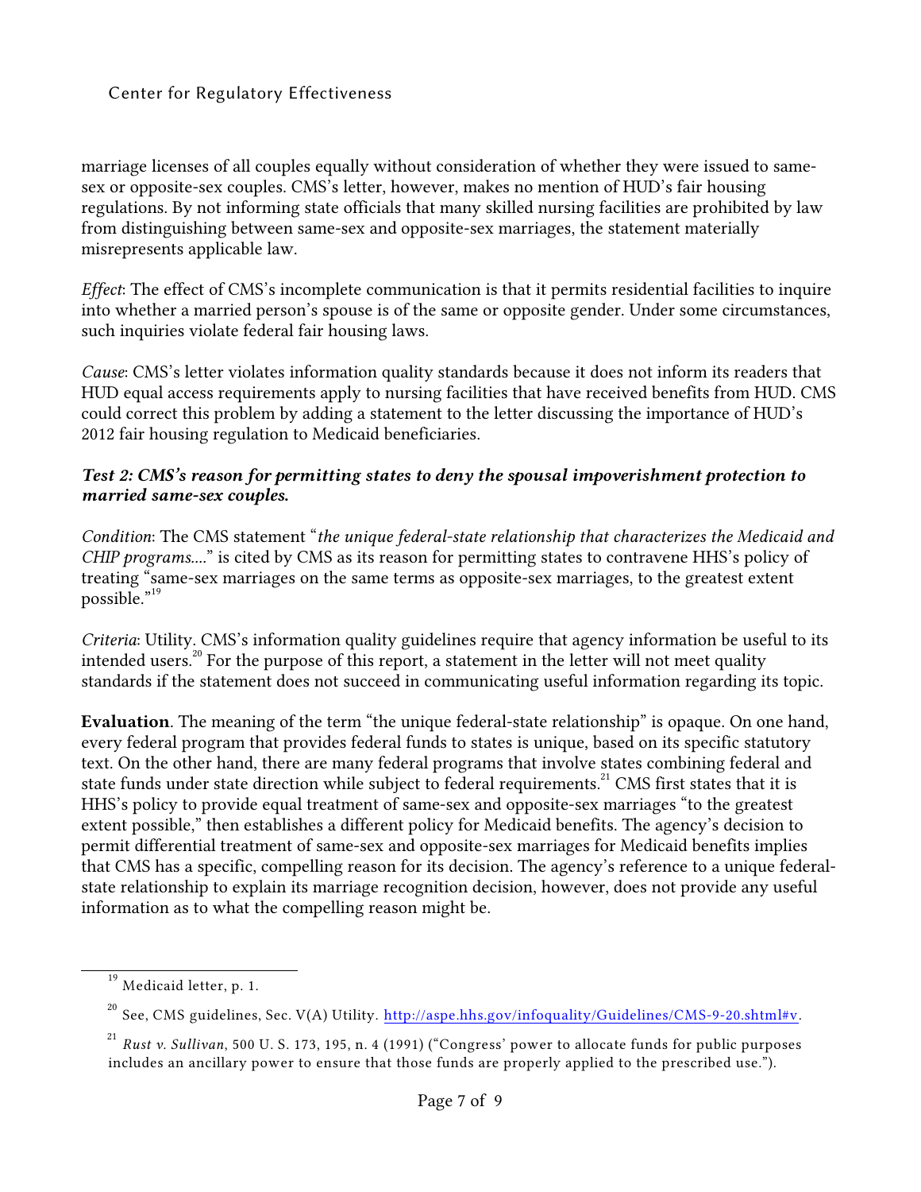marriage licenses of all couples equally without consideration of whether they were issued to same-sex or opposite-sex couples. CMS's letter, however, makes no mention of HUD's fair housing regulations. By not informing state officials that many skilled nursing facilities are prohibited by law from distinguishing between same-sex and opposite-sex marriages, the statement materially misrepresents applicable law.

*Effect*: The effect of CMS's incomplete communication is that it permits residential facilities to inquire into whether a married person's spouse is of the same or opposite gender. Under some circumstances, such inquiries violate federal fair housing laws.

*Cause*: CMS's letter violates information quality standards because it does not inform its readers that HUD equal access requirements apply to nursing facilities that have received benefits from HUD. CMS could correct this problem by adding a statement to the letter discussing the importance of HUD's 2012 fair housing regulation to Medicaid beneficiaries.

### *Test 2: CMS's reason for permitting states to deny the spousal impoverishment protection to married same-sex couples.*

*Condition*: The CMS statement "*the unique federal-state relationship that characterizes the Medicaid and CHIP programs....*" is cited by CMS as its reason for permitting states to contravene HHS's policy of treating "same-sex marriages on the same terms as opposite-sex marriages, to the greatest extent possible."[19]

*Criteria*: Utility. CMS's information quality guidelines require that agency information be useful to its intended users.[20] For the purpose of this report, a statement in the letter will not meet quality standards if the statement does not succeed in communicating useful information regarding its topic.

**Evaluation**. The meaning of the term "the unique federal-state relationship" is opaque. On one hand, every federal program that provides federal funds to states is unique, based on its specific statutory text. On the other hand, there are many federal programs that involve states combining federal and state funds under state direction while subject to federal requirements.[21] CMS first states that it is HHS's policy to provide equal treatment of same-sex and opposite-sex marriages "to the greatest extent possible," then establishes a different policy for Medicaid benefits. The agency's decision to permit differential treatment of same-sex and opposite-sex marriages for Medicaid benefits implies that CMS has a specific, compelling reason for its decision. The agency's reference to a unique federal-state relationship to explain its marriage recognition decision, however, does not provide any useful information as to what the compelling reason might be.

---

[19] Medicaid letter, p. 1.

[20] See, CMS guidelines, Sec. V(A) Utility. http://aspe.hhs.gov/infoquality/Guidelines/CMS-9-20.shtml#v.

[21] *Rust v. Sullivan*, 500 U. S. 173, 195, n. 4 (1991) ("Congress' power to allocate funds for public purposes includes an ancillary power to ensure that those funds are properly applied to the prescribed use.").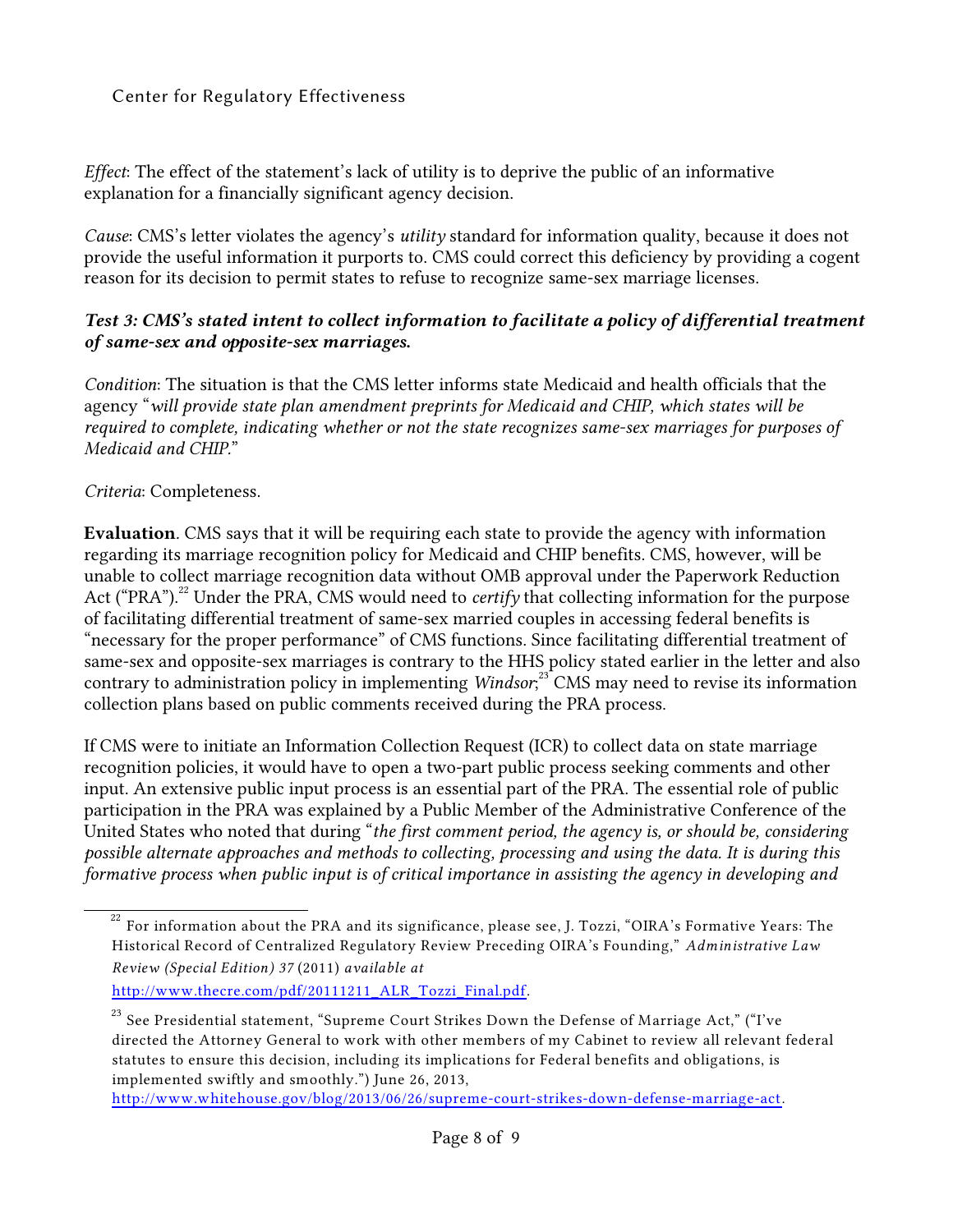*Effect*: The effect of the statement's lack of utility is to deprive the public of an informative explanation for a financially significant agency decision.

*Cause*: CMS's letter violates the agency's *utility* standard for information quality, because it does not provide the useful information it purports to. CMS could correct this deficiency by providing a cogent reason for its decision to permit states to refuse to recognize same-sex marriage licenses.

***Test 3: CMS's stated intent to collect information to facilitate a policy of differential treatment of same-sex and opposite-sex marriages.***

*Condition*: The situation is that the CMS letter informs state Medicaid and health officials that the agency "*will provide state plan amendment preprints for Medicaid and CHIP, which states will be required to complete, indicating whether or not the state recognizes same-sex marriages for purposes of Medicaid and CHIP.*"

*Criteria*: Completeness.

**Evaluation**. CMS says that it will be requiring each state to provide the agency with information regarding its marriage recognition policy for Medicaid and CHIP benefits. CMS, however, will be unable to collect marriage recognition data without OMB approval under the Paperwork Reduction Act ("PRA").[22] Under the PRA, CMS would need to *certify* that collecting information for the purpose of facilitating differential treatment of same-sex married couples in accessing federal benefits is "necessary for the proper performance" of CMS functions. Since facilitating differential treatment of same-sex and opposite-sex marriages is contrary to the HHS policy stated earlier in the letter and also contrary to administration policy in implementing *Windsor*;[23] CMS may need to revise its information collection plans based on public comments received during the PRA process.

If CMS were to initiate an Information Collection Request (ICR) to collect data on state marriage recognition policies, it would have to open a two-part public process seeking comments and other input. An extensive public input process is an essential part of the PRA. The essential role of public participation in the PRA was explained by a Public Member of the Administrative Conference of the United States who noted that during "*the first comment period, the agency is, or should be, considering possible alternate approaches and methods to collecting, processing and using the data. It is during this formative process when public input is of critical importance in assisting the agency in developing and*

---

[22] For information about the PRA and its significance, please see, J. Tozzi, "OIRA's Formative Years: The Historical Record of Centralized Regulatory Review Preceding OIRA's Founding," *Administrative Law Review (Special Edition) 37* (2011) *available at* http://www.thecre.com/pdf/20111211_ALR_Tozzi_Final.pdf.

[23] See Presidential statement, "Supreme Court Strikes Down the Defense of Marriage Act," ("I've directed the Attorney General to work with other members of my Cabinet to review all relevant federal statutes to ensure this decision, including its implications for Federal benefits and obligations, is implemented swiftly and smoothly.") June 26, 2013, http://www.whitehouse.gov/blog/2013/06/26/supreme-court-strikes-down-defense-marriage-act.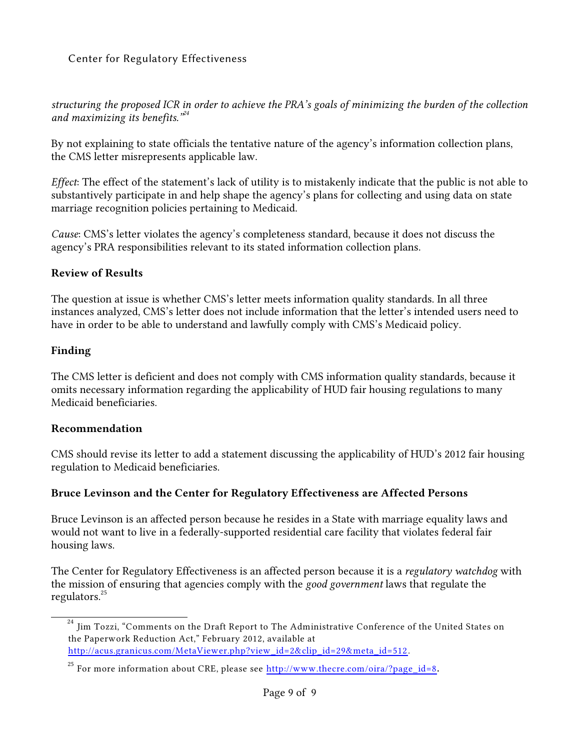*structuring the proposed ICR in order to achieve the PRA's goals of minimizing the burden of the collection and maximizing its benefits."*[24]

By not explaining to state officials the tentative nature of the agency's information collection plans, the CMS letter misrepresents applicable law.

*Effect*: The effect of the statement's lack of utility is to mistakenly indicate that the public is not able to substantively participate in and help shape the agency's plans for collecting and using data on state marriage recognition policies pertaining to Medicaid.

*Cause*: CMS's letter violates the agency's completeness standard, because it does not discuss the agency's PRA responsibilities relevant to its stated information collection plans.

### Review of Results

The question at issue is whether CMS's letter meets information quality standards. In all three instances analyzed, CMS's letter does not include information that the letter's intended users need to have in order to be able to understand and lawfully comply with CMS's Medicaid policy.

### Finding

The CMS letter is deficient and does not comply with CMS information quality standards, because it omits necessary information regarding the applicability of HUD fair housing regulations to many Medicaid beneficiaries.

### Recommendation

CMS should revise its letter to add a statement discussing the applicability of HUD's 2012 fair housing regulation to Medicaid beneficiaries.

### Bruce Levinson and the Center for Regulatory Effectiveness are Affected Persons

Bruce Levinson is an affected person because he resides in a State with marriage equality laws and would not want to live in a federally-supported residential care facility that violates federal fair housing laws.

The Center for Regulatory Effectiveness is an affected person because it is a *regulatory watchdog* with the mission of ensuring that agencies comply with the *good government* laws that regulate the regulators.[25]

---

[24] Jim Tozzi, "Comments on the Draft Report to The Administrative Conference of the United States on the Paperwork Reduction Act," February 2012, available at http://acus.granicus.com/MetaViewer.php?view_id=2&clip_id=29&meta_id=512.

[25] For more information about CRE, please see http://www.thecre.com/oira/?page_id=8.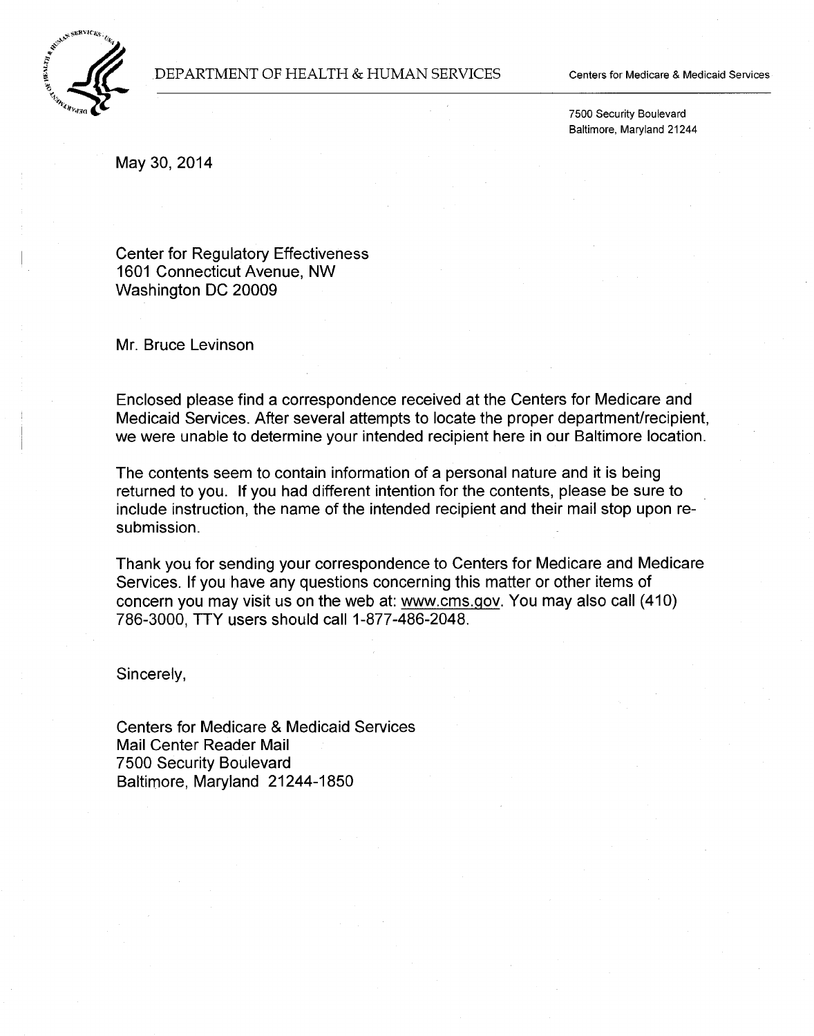DEPARTMENT OF HEALTH & HUMAN SERVICES

Centers for Medicare & Medicaid Services

7500 Security Boulevard
Baltimore, Maryland 21244

May 30, 2014

Center for Regulatory Effectiveness
1601 Connecticut Avenue, NW
Washington DC 20009

Mr. Bruce Levinson

Enclosed please find a correspondence received at the Centers for Medicare and Medicaid Services. After several attempts to locate the proper department/recipient, we were unable to determine your intended recipient here in our Baltimore location.

The contents seem to contain information of a personal nature and it is being returned to you. If you had different intention for the contents, please be sure to include instruction, the name of the intended recipient and their mail stop upon re-submission.

Thank you for sending your correspondence to Centers for Medicare and Medicare Services. If you have any questions concerning this matter or other items of concern you may visit us on the web at: www.cms.gov. You may also call (410) 786-3000, TTY users should call 1-877-486-2048.

Sincerely,

Centers for Medicare & Medicaid Services
Mail Center Reader Mail
7500 Security Boulevard
Baltimore, Maryland 21244-1850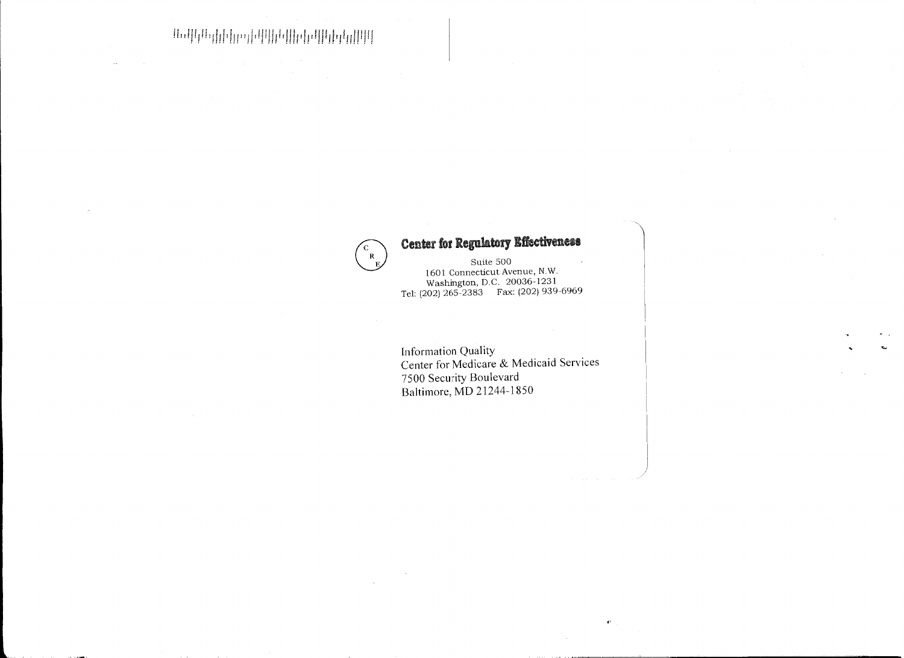C R E

**Center for Regulatory Effectiveness**

Suite 500
1601 Connecticut Avenue, N.W.
Washington, D.C. 20036-1231
Tel: (202) 265-2383 Fax: (202) 939-6969

Information Quality
Center for Medicare & Medicaid Services
7500 Security Boulevard
Baltimore, MD 21244-1850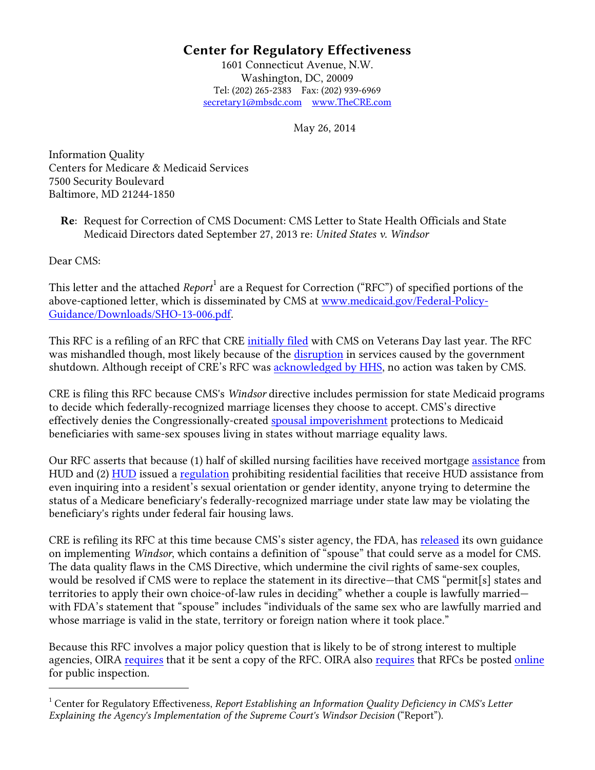# Center for Regulatory Effectiveness

1601 Connecticut Avenue, N.W.
Washington, DC, 20009
Tel: (202) 265-2383 Fax: (202) 939-6969
secretary1@mbsdc.com www.TheCRE.com

May 26, 2014

Information Quality
Centers for Medicare & Medicaid Services
7500 Security Boulevard
Baltimore, MD 21244-1850

**Re**: Request for Correction of CMS Document: CMS Letter to State Health Officials and State Medicaid Directors dated September 27, 2013 re: *United States v. Windsor*

Dear CMS:

This letter and the attached *Report*[1] are a Request for Correction ("RFC") of specified portions of the above-captioned letter, which is disseminated by CMS at www.medicaid.gov/Federal-Policy-Guidance/Downloads/SHO-13-006.pdf.

This RFC is a refiling of an RFC that CRE initially filed with CMS on Veterans Day last year. The RFC was mishandled though, most likely because of the disruption in services caused by the government shutdown. Although receipt of CRE's RFC was acknowledged by HHS, no action was taken by CMS.

CRE is filing this RFC because CMS's *Windsor* directive includes permission for state Medicaid programs to decide which federally-recognized marriage licenses they choose to accept. CMS's directive effectively denies the Congressionally-created spousal impoverishment protections to Medicaid beneficiaries with same-sex spouses living in states without marriage equality laws.

Our RFC asserts that because (1) half of skilled nursing facilities have received mortgage assistance from HUD and (2) HUD issued a regulation prohibiting residential facilities that receive HUD assistance from even inquiring into a resident's sexual orientation or gender identity, anyone trying to determine the status of a Medicare beneficiary's federally-recognized marriage under state law may be violating the beneficiary's rights under federal fair housing laws.

CRE is refiling its RFC at this time because CMS's sister agency, the FDA, has released its own guidance on implementing *Windsor*, which contains a definition of "spouse" that could serve as a model for CMS. The data quality flaws in the CMS Directive, which undermine the civil rights of same-sex couples, would be resolved if CMS were to replace the statement in its directive—that CMS "permit[s] states and territories to apply their own choice-of-law rules in deciding" whether a couple is lawfully married—with FDA's statement that "spouse" includes "individuals of the same sex who are lawfully married and whose marriage is valid in the state, territory or foreign nation where it took place."

Because this RFC involves a major policy question that is likely to be of strong interest to multiple agencies, OIRA requires that it be sent a copy of the RFC. OIRA also requires that RFCs be posted online for public inspection.

---

[1] Center for Regulatory Effectiveness, *Report Establishing an Information Quality Deficiency in CMS's Letter Explaining the Agency's Implementation of the Supreme Court's Windsor Decision* ("Report").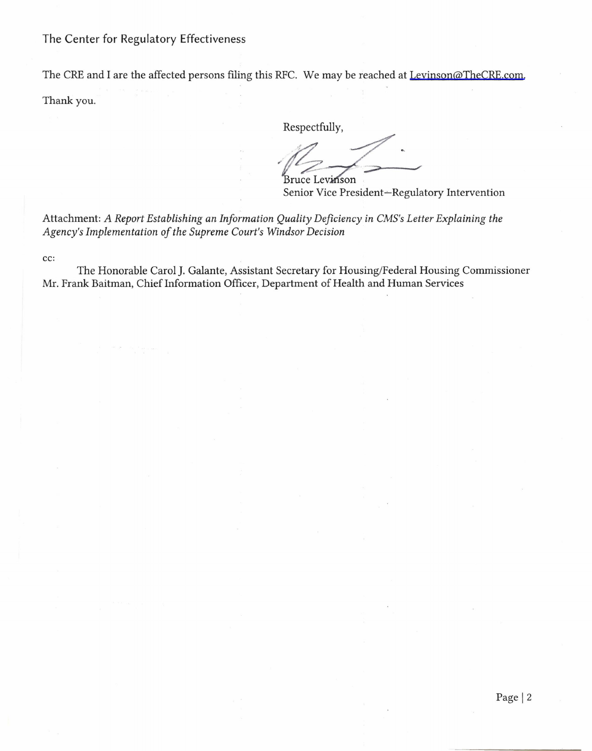The Center for Regulatory Effectiveness

The CRE and I are the affected persons filing this RFC. We may be reached at Levinson@TheCRE.com.

Thank you.

Respectfully,

Bruce Levinson
Senior Vice President—Regulatory Intervention

Attachment: *A Report Establishing an Information Quality Deficiency in CMS's Letter Explaining the Agency's Implementation of the Supreme Court's Windsor Decision*

cc:

The Honorable Carol J. Galante, Assistant Secretary for Housing/Federal Housing Commissioner
Mr. Frank Baitman, Chief Information Officer, Department of Health and Human Services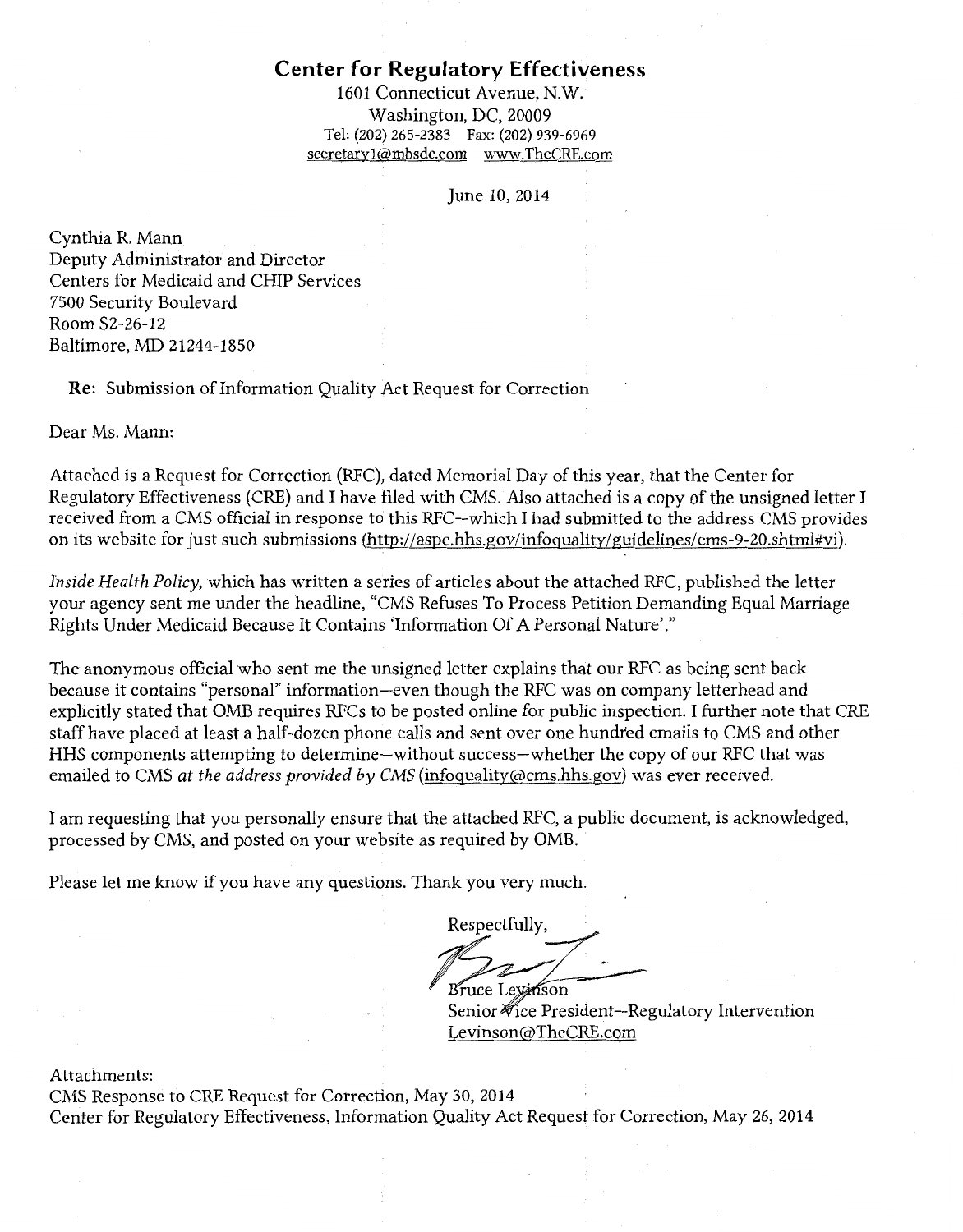# Center for Regulatory Effectiveness

1601 Connecticut Avenue, N.W.
Washington, DC, 20009
Tel: (202) 265-2383 Fax: (202) 939-6969
secretary1@mbsdc.com www.TheCRE.com

June 10, 2014

Cynthia R. Mann
Deputy Administrator and Director
Centers for Medicaid and CHIP Services
7500 Security Boulevard
Room S2-26-12
Baltimore, MD 21244-1850

**Re:** Submission of Information Quality Act Request for Correction

Dear Ms. Mann:

Attached is a Request for Correction (RFC), dated Memorial Day of this year, that the Center for Regulatory Effectiveness (CRE) and I have filed with CMS. Also attached is a copy of the unsigned letter I received from a CMS official in response to this RFC--which I had submitted to the address CMS provides on its website for just such submissions (http://aspe.hhs.gov/infoquality/guidelines/cms-9-20.shtml#vi).

*Inside Health Policy,* which has written a series of articles about the attached RFC, published the letter your agency sent me under the headline, "CMS Refuses To Process Petition Demanding Equal Marriage Rights Under Medicaid Because It Contains 'Information Of A Personal Nature'."

The anonymous official who sent me the unsigned letter explains that our RFC as being sent back because it contains "personal" information—even though the RFC was on company letterhead and explicitly stated that OMB requires RFCs to be posted online for public inspection. I further note that CRE staff have placed at least a half-dozen phone calls and sent over one hundred emails to CMS and other HHS components attempting to determine—without success—whether the copy of our RFC that was emailed to CMS *at the address provided by CMS* (infoquality@cms.hhs.gov) was ever received.

I am requesting that you personally ensure that the attached RFC, a public document, is acknowledged, processed by CMS, and posted on your website as required by OMB.

Please let me know if you have any questions. Thank you very much.

Respectfully,

Bruce Levinson
Senior Vice President--Regulatory Intervention
Levinson@TheCRE.com

Attachments:
CMS Response to CRE Request for Correction, May 30, 2014
Center for Regulatory Effectiveness, Information Quality Act Request for Correction, May 26, 2014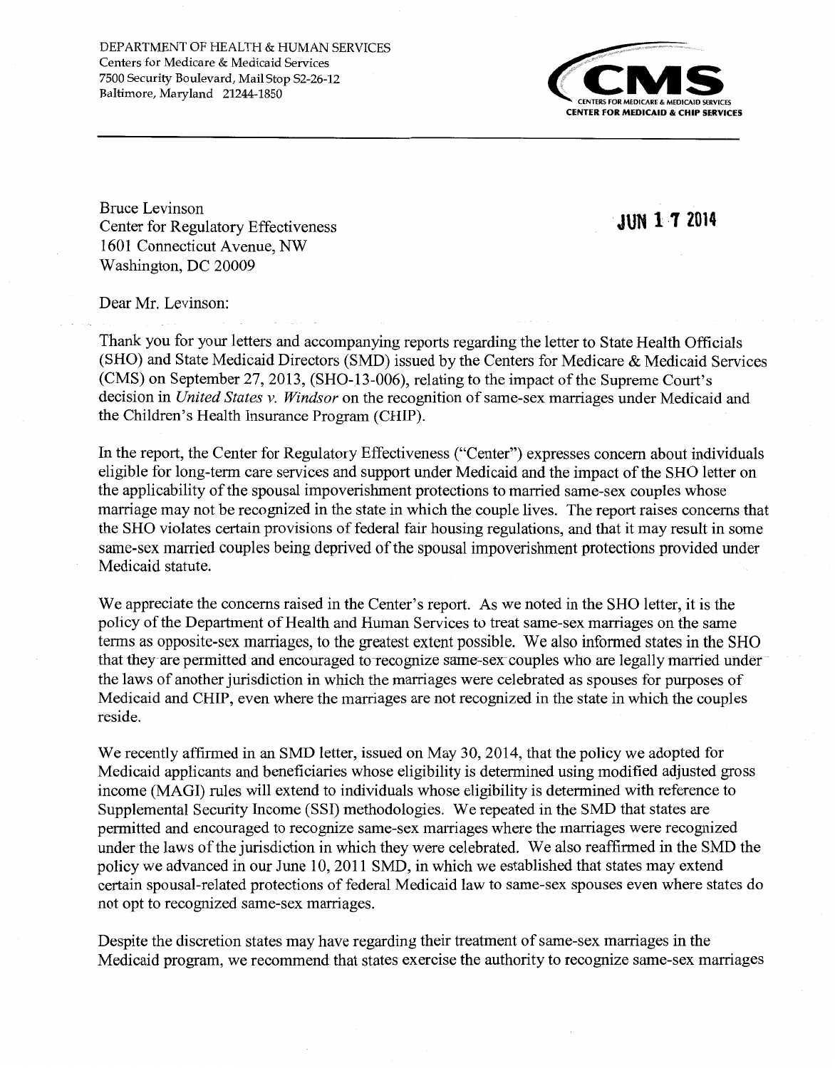DEPARTMENT OF HEALTH & HUMAN SERVICES
Centers for Medicare & Medicaid Services
7500 Security Boulevard, Mail Stop S2-26-12
Baltimore, Maryland 21244-1850

CMS
CENTERS FOR MEDICARE & MEDICAID SERVICES
CENTER FOR MEDICAID & CHIP SERVICES

Bruce Levinson
Center for Regulatory Effectiveness
1601 Connecticut Avenue, NW
Washington, DC 20009

JUN 17 2014

Dear Mr. Levinson:

Thank you for your letters and accompanying reports regarding the letter to State Health Officials (SHO) and State Medicaid Directors (SMD) issued by the Centers for Medicare & Medicaid Services (CMS) on September 27, 2013, (SHO-13-006), relating to the impact of the Supreme Court's decision in *United States v. Windsor* on the recognition of same-sex marriages under Medicaid and the Children's Health Insurance Program (CHIP).

In the report, the Center for Regulatory Effectiveness ("Center") expresses concern about individuals eligible for long-term care services and support under Medicaid and the impact of the SHO letter on the applicability of the spousal impoverishment protections to married same-sex couples whose marriage may not be recognized in the state in which the couple lives. The report raises concerns that the SHO violates certain provisions of federal fair housing regulations, and that it may result in some same-sex married couples being deprived of the spousal impoverishment protections provided under Medicaid statute.

We appreciate the concerns raised in the Center's report. As we noted in the SHO letter, it is the policy of the Department of Health and Human Services to treat same-sex marriages on the same terms as opposite-sex marriages, to the greatest extent possible. We also informed states in the SHO that they are permitted and encouraged to recognize same-sex couples who are legally married under the laws of another jurisdiction in which the marriages were celebrated as spouses for purposes of Medicaid and CHIP, even where the marriages are not recognized in the state in which the couples reside.

We recently affirmed in an SMD letter, issued on May 30, 2014, that the policy we adopted for Medicaid applicants and beneficiaries whose eligibility is determined using modified adjusted gross income (MAGI) rules will extend to individuals whose eligibility is determined with reference to Supplemental Security Income (SSI) methodologies. We repeated in the SMD that states are permitted and encouraged to recognize same-sex marriages where the marriages were recognized under the laws of the jurisdiction in which they were celebrated. We also reaffirmed in the SMD the policy we advanced in our June 10, 2011 SMD, in which we established that states may extend certain spousal-related protections of federal Medicaid law to same-sex spouses even where states do not opt to recognized same-sex marriages.

Despite the discretion states may have regarding their treatment of same-sex marriages in the Medicaid program, we recommend that states exercise the authority to recognize same-sex marriages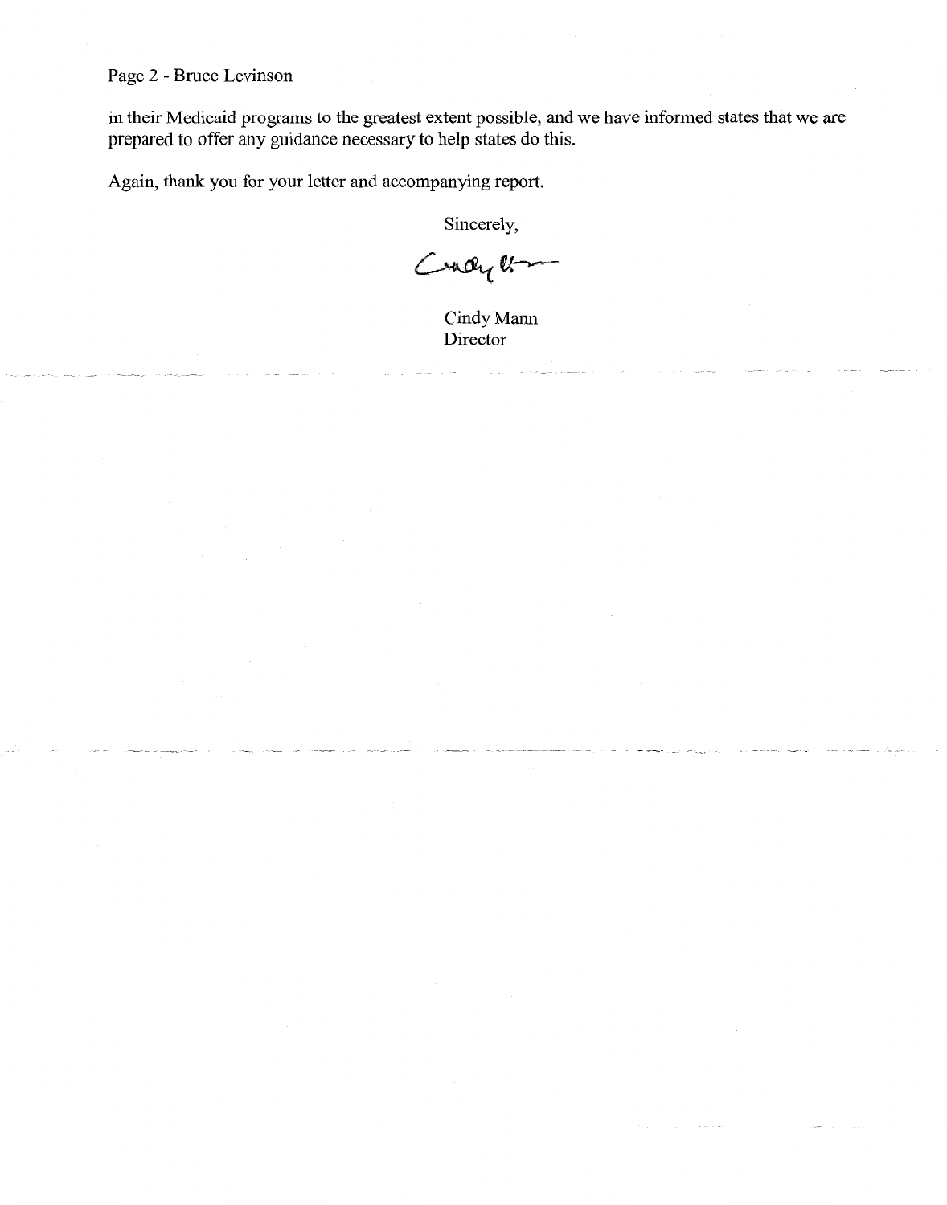in their Medicaid programs to the greatest extent possible, and we have informed states that we are prepared to offer any guidance necessary to help states do this.

Again, thank you for your letter and accompanying report.

Sincerely,

Cindy Mann
Director